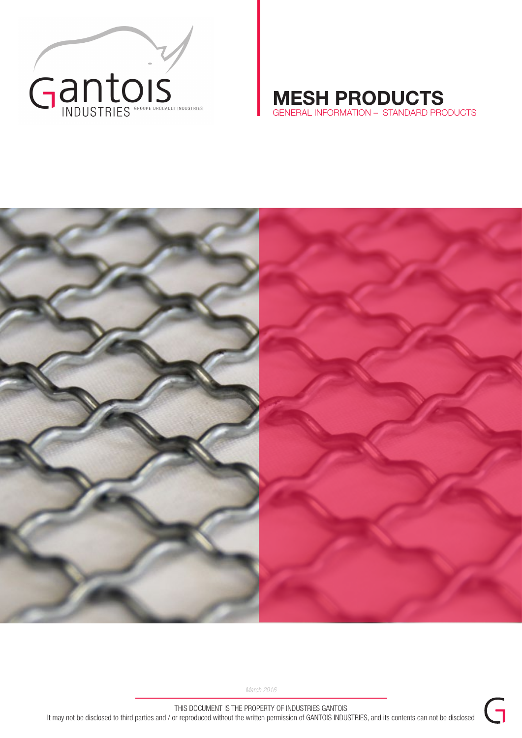Gantois INDUSTRIES GROUPE DROUAULT INDUSTRIES

# MESH PRODUCTS

GENERAL INFORMATION – STANDARD PRODUCTS

*March 2016*

THIS DOCUMENT IS THE PROPERTY OF INDUSTRIES GANTOIS

It may not be disclosed to third parties and / or reproduced without the written permission of GANTOIS INDUSTRIES, and its contents can not be disclosed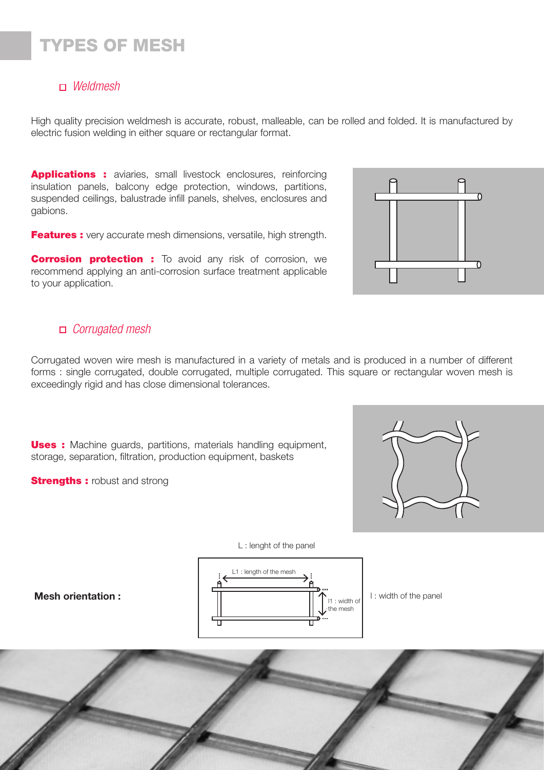# TYPES OF MESH

## *Weldmesh*

High quality precision weldmesh is accurate, robust, malleable, can be rolled and folded. It is manufactured by electric fusion welding in either square or rectangular format.

**Applications :** aviaries, small livestock enclosures, reinforcing insulation panels, balcony edge protection, windows, partitions, suspended ceilings, balustrade infill panels, shelves, enclosures and gabions.

**Features :** very accurate mesh dimensions, versatile, high strength.

**Corrosion protection :** To avoid any risk of corrosion, we recommend applying an anti-corrosion surface treatment applicable to your application.

## *Corrugated mesh*

Corrugated woven wire mesh is manufactured in a variety of metals and is produced in a number of different forms : single corrugated, double corrugated, multiple corrugated. This square or rectangular woven mesh is exceedingly rigid and has close dimensional tolerances.

**Uses :** Machine guards, partitions, materials handling equipment, storage, separation, filtration, production equipment, baskets

**Strengths :** robust and strong

**Mesh orientation :**

L : lenght of the panel

L1 : length of the mesh

l1 : width of the mesh

l : width of the panel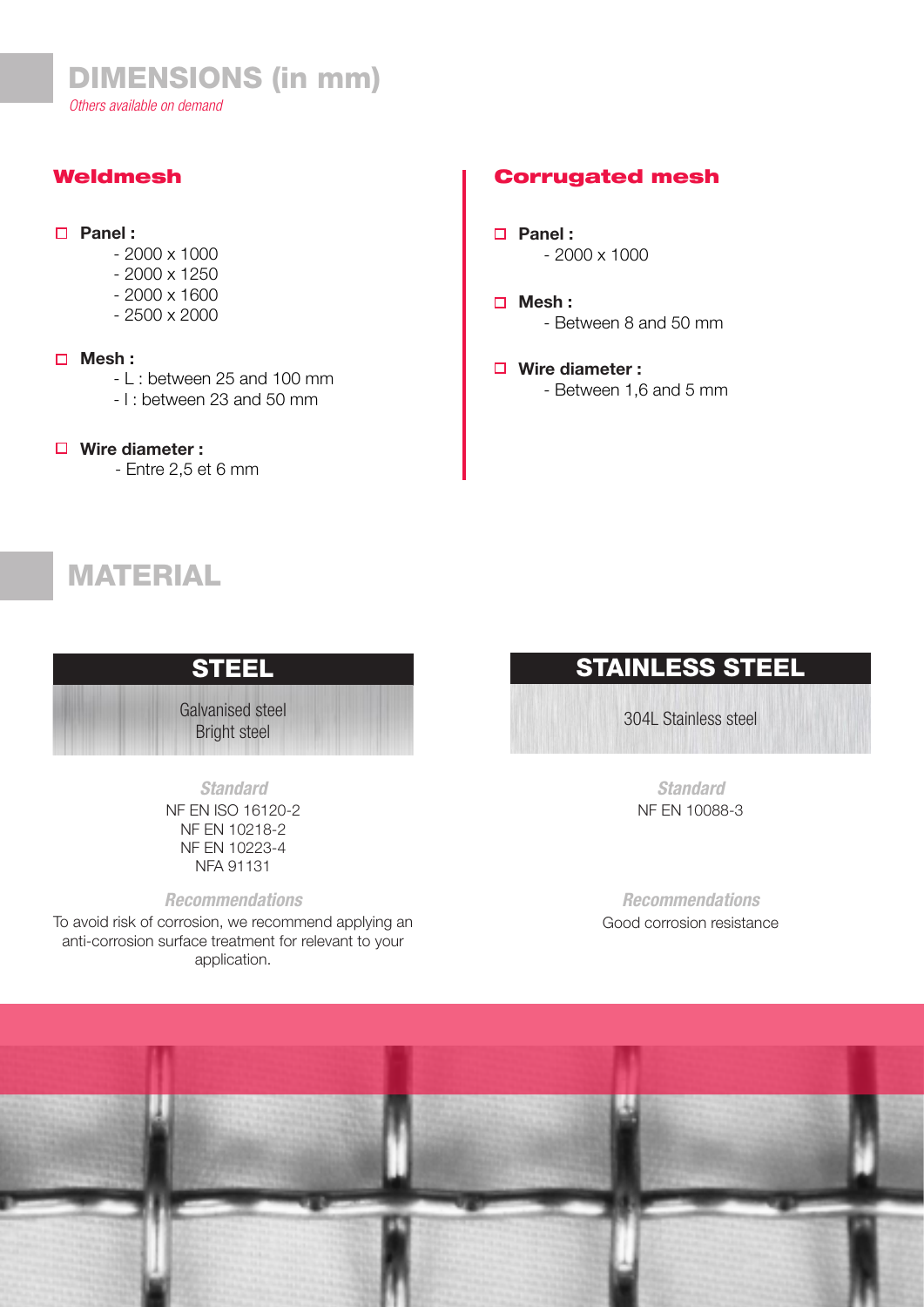# DIMENSIONS (in mm)

*Others available on demand*

## Weldmesh

- **Panel :**
  - 2000 x 1000
  - 2000 x 1250
  - 2000 x 1600
  - 2500 x 2000

- **Mesh :**
  - L : between 25 and 100 mm
  - l : between 23 and 50 mm

- **Wire diameter :**
  - Entre 2,5 et 6 mm

## Corrugated mesh

- **Panel :**
  - 2000 x 1000

- **Mesh :**
  - Between 8 and 50 mm

- **Wire diameter :**
  - Between 1,6 and 5 mm

# MATERIAL

## STEEL

Galvanised steel
Bright steel

*Standard*

NF EN ISO 16120-2
NF EN 10218-2
NF EN 10223-4
NFA 91131

*Recommendations*

To avoid risk of corrosion, we recommend applying an anti-corrosion surface treatment for relevant to your application.

## STAINLESS STEEL

304L Stainless steel

*Standard*

NF EN 10088-3

*Recommendations*

Good corrosion resistance